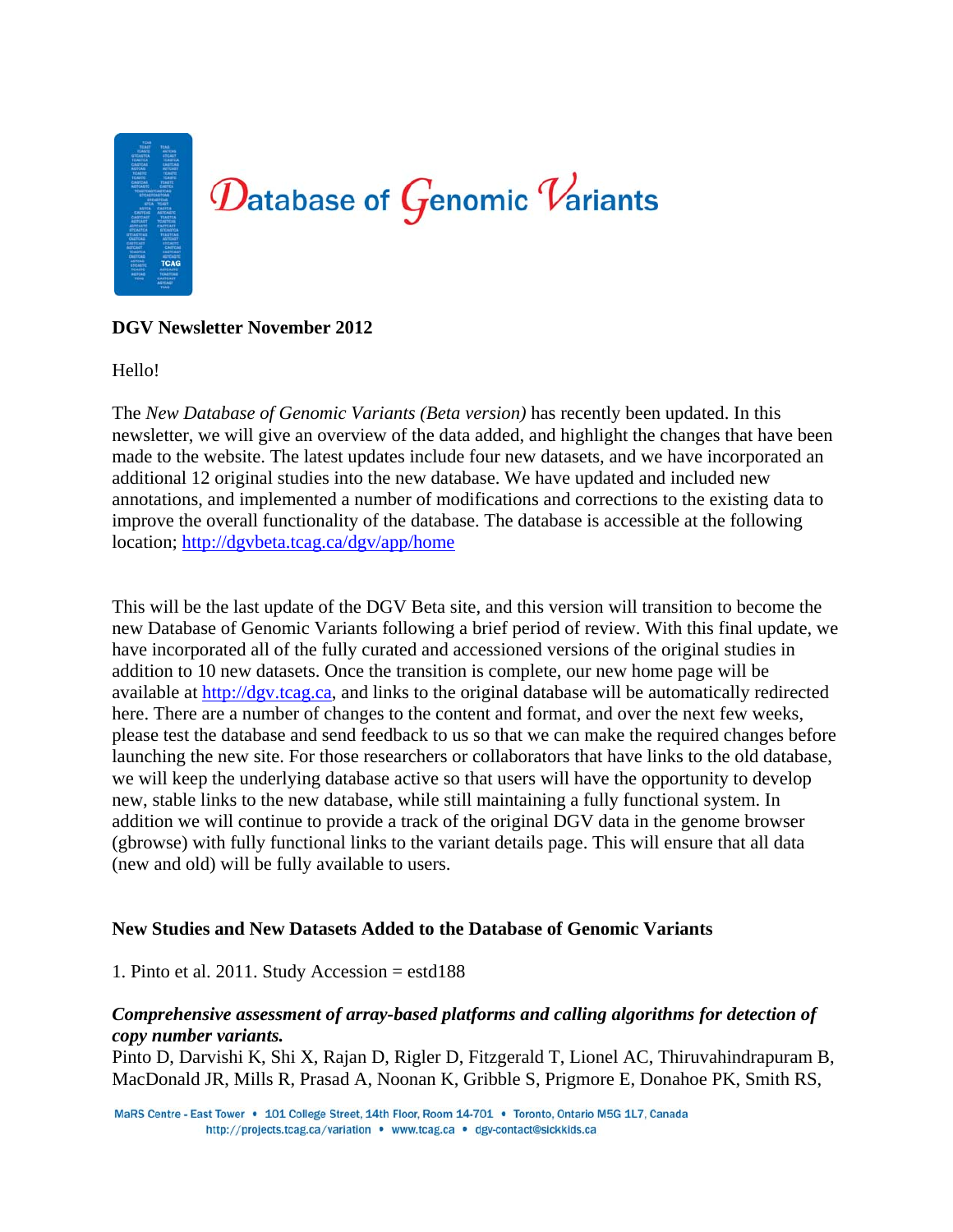# Database of Genomic Variants

**DGV Newsletter November 2012**

Hello!

The *New Database of Genomic Variants (Beta version)* has recently been updated. In this newsletter, we will give an overview of the data added, and highlight the changes that have been made to the website. The latest updates include four new datasets, and we have incorporated an additional 12 original studies into the new database. We have updated and included new annotations, and implemented a number of modifications and corrections to the existing data to improve the overall functionality of the database. The database is accessible at the following location; http://dgvbeta.tcag.ca/dgv/app/home

This will be the last update of the DGV Beta site, and this version will transition to become the new Database of Genomic Variants following a brief period of review. With this final update, we have incorporated all of the fully curated and accessioned versions of the original studies in addition to 10 new datasets. Once the transition is complete, our new home page will be available at http://dgv.tcag.ca, and links to the original database will be automatically redirected here. There are a number of changes to the content and format, and over the next few weeks, please test the database and send feedback to us so that we can make the required changes before launching the new site. For those researchers or collaborators that have links to the old database, we will keep the underlying database active so that users will have the opportunity to develop new, stable links to the new database, while still maintaining a fully functional system. In addition we will continue to provide a track of the original DGV data in the genome browser (gbrowse) with fully functional links to the variant details page. This will ensure that all data (new and old) will be fully available to users.

**New Studies and New Datasets Added to the Database of Genomic Variants**

1. Pinto et al. 2011. Study Accession = estd188

***Comprehensive assessment of array-based platforms and calling algorithms for detection of copy number variants.***
Pinto D, Darvishi K, Shi X, Rajan D, Rigler D, Fitzgerald T, Lionel AC, Thiruvahindrapuram B, MacDonald JR, Mills R, Prasad A, Noonan K, Gribble S, Prigmore E, Donahoe PK, Smith RS,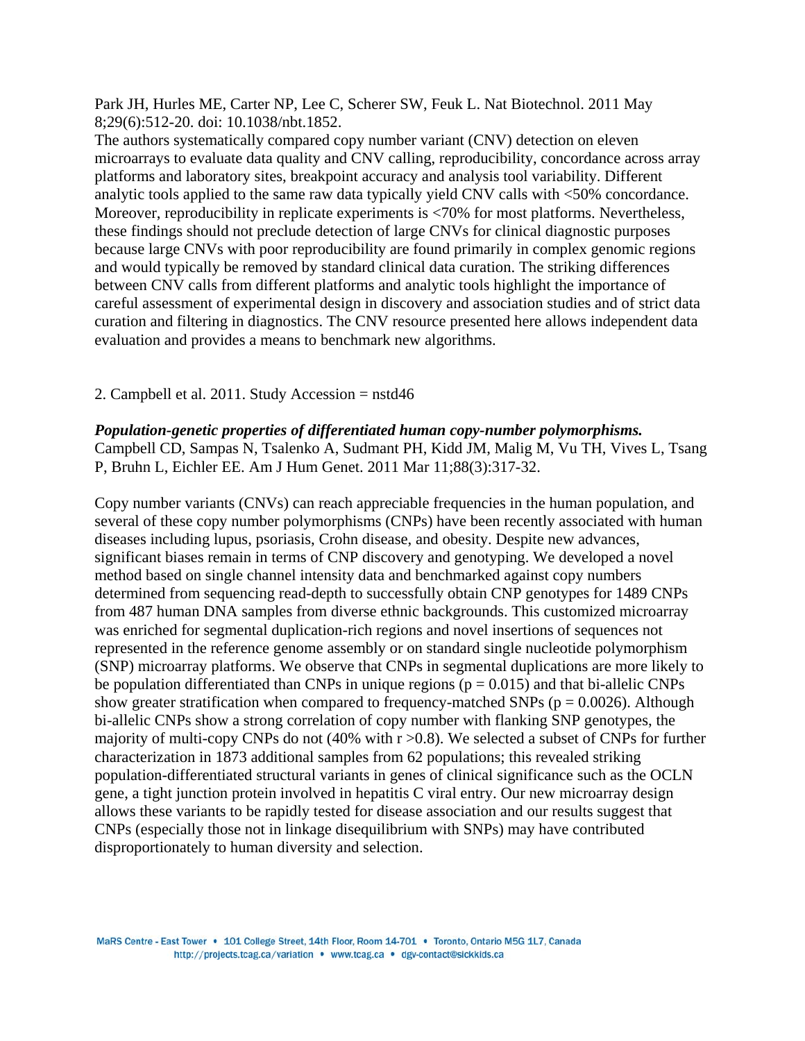Park JH, Hurles ME, Carter NP, Lee C, Scherer SW, Feuk L. Nat Biotechnol. 2011 May 8;29(6):512-20. doi: 10.1038/nbt.1852.

The authors systematically compared copy number variant (CNV) detection on eleven microarrays to evaluate data quality and CNV calling, reproducibility, concordance across array platforms and laboratory sites, breakpoint accuracy and analysis tool variability. Different analytic tools applied to the same raw data typically yield CNV calls with <50% concordance. Moreover, reproducibility in replicate experiments is <70% for most platforms. Nevertheless, these findings should not preclude detection of large CNVs for clinical diagnostic purposes because large CNVs with poor reproducibility are found primarily in complex genomic regions and would typically be removed by standard clinical data curation. The striking differences between CNV calls from different platforms and analytic tools highlight the importance of careful assessment of experimental design in discovery and association studies and of strict data curation and filtering in diagnostics. The CNV resource presented here allows independent data evaluation and provides a means to benchmark new algorithms.

2. Campbell et al. 2011. Study Accession = nstd46

***Population-genetic properties of differentiated human copy-number polymorphisms.***
Campbell CD, Sampas N, Tsalenko A, Sudmant PH, Kidd JM, Malig M, Vu TH, Vives L, Tsang P, Bruhn L, Eichler EE. Am J Hum Genet. 2011 Mar 11;88(3):317-32.

Copy number variants (CNVs) can reach appreciable frequencies in the human population, and several of these copy number polymorphisms (CNPs) have been recently associated with human diseases including lupus, psoriasis, Crohn disease, and obesity. Despite new advances, significant biases remain in terms of CNP discovery and genotyping. We developed a novel method based on single channel intensity data and benchmarked against copy numbers determined from sequencing read-depth to successfully obtain CNP genotypes for 1489 CNPs from 487 human DNA samples from diverse ethnic backgrounds. This customized microarray was enriched for segmental duplication-rich regions and novel insertions of sequences not represented in the reference genome assembly or on standard single nucleotide polymorphism (SNP) microarray platforms. We observe that CNPs in segmental duplications are more likely to be population differentiated than CNPs in unique regions ($p = 0.015$) and that bi-allelic CNPs show greater stratification when compared to frequency-matched SNPs ($p = 0.0026$). Although bi-allelic CNPs show a strong correlation of copy number with flanking SNP genotypes, the majority of multi-copy CNPs do not (40% with $r > 0.8$). We selected a subset of CNPs for further characterization in 1873 additional samples from 62 populations; this revealed striking population-differentiated structural variants in genes of clinical significance such as the OCLN gene, a tight junction protein involved in hepatitis C viral entry. Our new microarray design allows these variants to be rapidly tested for disease association and our results suggest that CNPs (especially those not in linkage disequilibrium with SNPs) may have contributed disproportionately to human diversity and selection.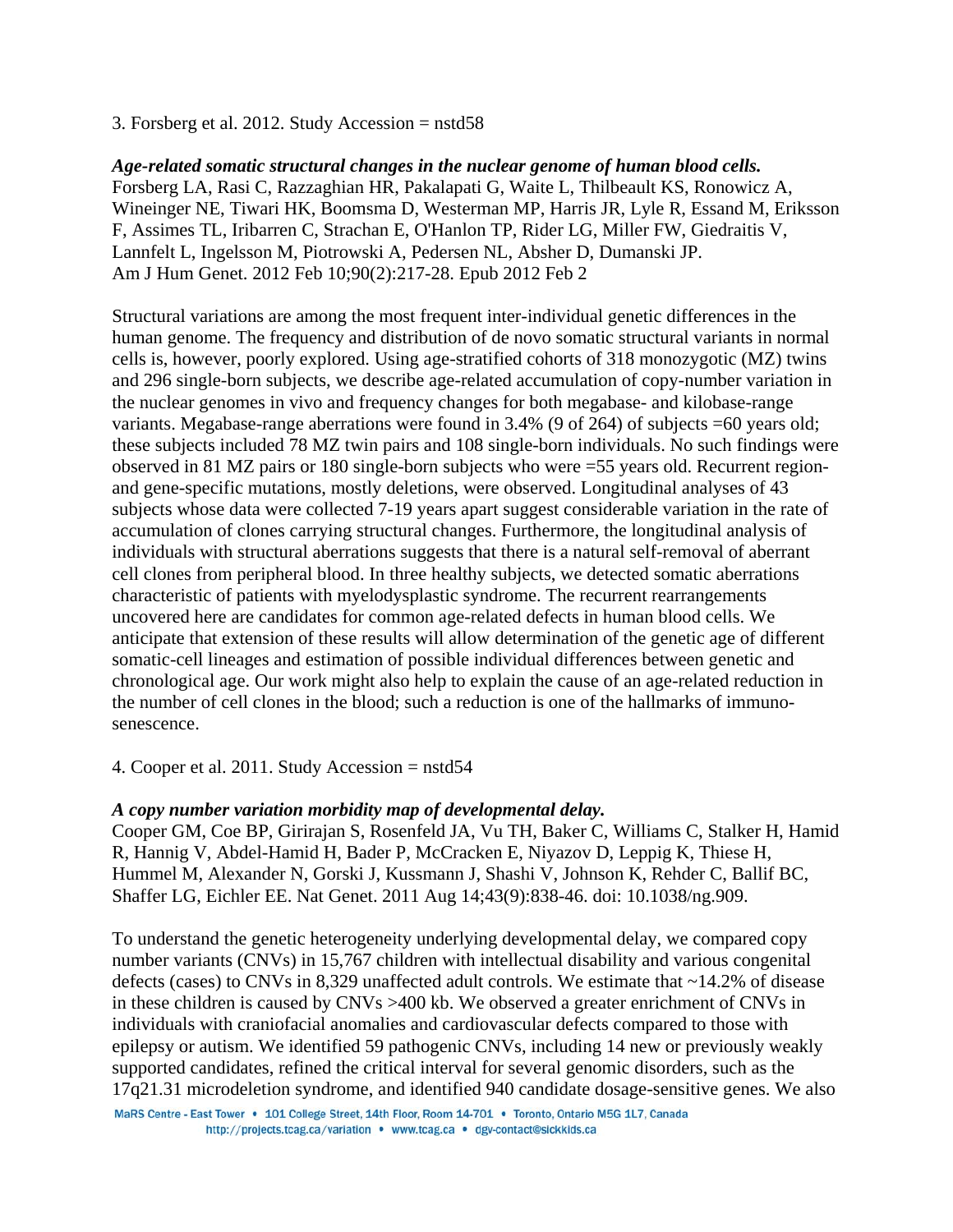3. Forsberg et al. 2012. Study Accession = nstd58

***Age-related somatic structural changes in the nuclear genome of human blood cells.***
Forsberg LA, Rasi C, Razzaghian HR, Pakalapati G, Waite L, Thilbeault KS, Ronowicz A, Wineinger NE, Tiwari HK, Boomsma D, Westerman MP, Harris JR, Lyle R, Essand M, Eriksson F, Assimes TL, Iribarren C, Strachan E, O'Hanlon TP, Rider LG, Miller FW, Giedraitis V, Lannfelt L, Ingelsson M, Piotrowski A, Pedersen NL, Absher D, Dumanski JP.
Am J Hum Genet. 2012 Feb 10;90(2):217-28. Epub 2012 Feb 2

Structural variations are among the most frequent inter-individual genetic differences in the human genome. The frequency and distribution of de novo somatic structural variants in normal cells is, however, poorly explored. Using age-stratified cohorts of 318 monozygotic (MZ) twins and 296 single-born subjects, we describe age-related accumulation of copy-number variation in the nuclear genomes in vivo and frequency changes for both megabase- and kilobase-range variants. Megabase-range aberrations were found in 3.4% (9 of 264) of subjects =60 years old; these subjects included 78 MZ twin pairs and 108 single-born individuals. No such findings were observed in 81 MZ pairs or 180 single-born subjects who were =55 years old. Recurrent region- and gene-specific mutations, mostly deletions, were observed. Longitudinal analyses of 43 subjects whose data were collected 7-19 years apart suggest considerable variation in the rate of accumulation of clones carrying structural changes. Furthermore, the longitudinal analysis of individuals with structural aberrations suggests that there is a natural self-removal of aberrant cell clones from peripheral blood. In three healthy subjects, we detected somatic aberrations characteristic of patients with myelodysplastic syndrome. The recurrent rearrangements uncovered here are candidates for common age-related defects in human blood cells. We anticipate that extension of these results will allow determination of the genetic age of different somatic-cell lineages and estimation of possible individual differences between genetic and chronological age. Our work might also help to explain the cause of an age-related reduction in the number of cell clones in the blood; such a reduction is one of the hallmarks of immuno-senescence.

4. Cooper et al. 2011. Study Accession = nstd54

***A copy number variation morbidity map of developmental delay.***
Cooper GM, Coe BP, Girirajan S, Rosenfeld JA, Vu TH, Baker C, Williams C, Stalker H, Hamid R, Hannig V, Abdel-Hamid H, Bader P, McCracken E, Niyazov D, Leppig K, Thiese H, Hummel M, Alexander N, Gorski J, Kussmann J, Shashi V, Johnson K, Rehder C, Ballif BC, Shaffer LG, Eichler EE. Nat Genet. 2011 Aug 14;43(9):838-46. doi: 10.1038/ng.909.

To understand the genetic heterogeneity underlying developmental delay, we compared copy number variants (CNVs) in 15,767 children with intellectual disability and various congenital defects (cases) to CNVs in 8,329 unaffected adult controls. We estimate that ~14.2% of disease in these children is caused by CNVs >400 kb. We observed a greater enrichment of CNVs in individuals with craniofacial anomalies and cardiovascular defects compared to those with epilepsy or autism. We identified 59 pathogenic CNVs, including 14 new or previously weakly supported candidates, refined the critical interval for several genomic disorders, such as the 17q21.31 microdeletion syndrome, and identified 940 candidate dosage-sensitive genes. We also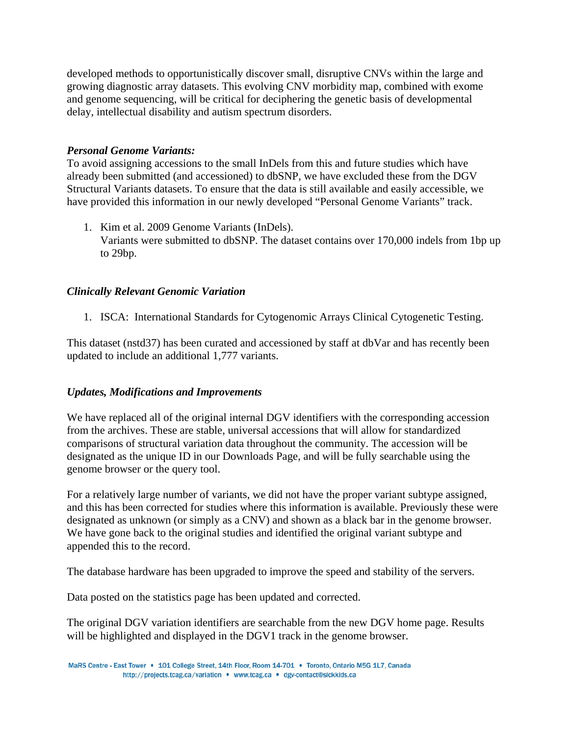developed methods to opportunistically discover small, disruptive CNVs within the large and growing diagnostic array datasets. This evolving CNV morbidity map, combined with exome and genome sequencing, will be critical for deciphering the genetic basis of developmental delay, intellectual disability and autism spectrum disorders.

***Personal Genome Variants:***

To avoid assigning accessions to the small InDels from this and future studies which have already been submitted (and accessioned) to dbSNP, we have excluded these from the DGV Structural Variants datasets. To ensure that the data is still available and easily accessible, we have provided this information in our newly developed "Personal Genome Variants" track.

1. Kim et al. 2009 Genome Variants (InDels).
   Variants were submitted to dbSNP. The dataset contains over 170,000 indels from 1bp up to 29bp.

***Clinically Relevant Genomic Variation***

1. ISCA: International Standards for Cytogenomic Arrays Clinical Cytogenetic Testing.

This dataset (nstd37) has been curated and accessioned by staff at dbVar and has recently been updated to include an additional 1,777 variants.

***Updates, Modifications and Improvements***

We have replaced all of the original internal DGV identifiers with the corresponding accession from the archives. These are stable, universal accessions that will allow for standardized comparisons of structural variation data throughout the community. The accession will be designated as the unique ID in our Downloads Page, and will be fully searchable using the genome browser or the query tool.

For a relatively large number of variants, we did not have the proper variant subtype assigned, and this has been corrected for studies where this information is available. Previously these were designated as unknown (or simply as a CNV) and shown as a black bar in the genome browser. We have gone back to the original studies and identified the original variant subtype and appended this to the record.

The database hardware has been upgraded to improve the speed and stability of the servers.

Data posted on the statistics page has been updated and corrected.

The original DGV variation identifiers are searchable from the new DGV home page. Results will be highlighted and displayed in the DGV1 track in the genome browser.